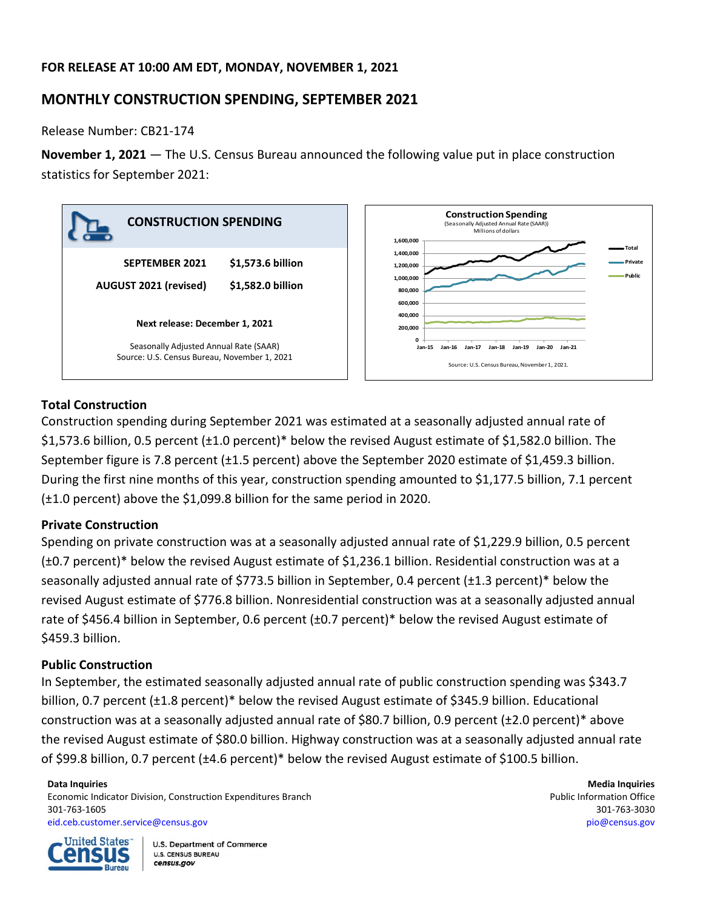**FOR RELEASE AT 10:00 AM EDT, MONDAY, NOVEMBER 1, 2021**

## MONTHLY CONSTRUCTION SPENDING, SEPTEMBER 2021

Release Number: CB21-174

**November 1, 2021** — The U.S. Census Bureau announced the following value put in place construction statistics for September 2021:

**CONSTRUCTION SPENDING**

| | |
|---|---|
| **SEPTEMBER 2021** | **$1,573.6 billion** |
| **AUGUST 2021 (revised)** | **$1,582.0 billion** |

**Next release: December 1, 2021**

Seasonally Adjusted Annual Rate (SAAR)
Source: U.S. Census Bureau, November 1, 2021

**Construction Spending**
(Seasonally Adjusted Annual Rate (SAAR))
Millions of dollars

Total, Private, Public

Source: U.S. Census Bureau, November 1, 2021.

### Total Construction

Construction spending during September 2021 was estimated at a seasonally adjusted annual rate of $1,573.6 billion, 0.5 percent (±1.0 percent)* below the revised August estimate of $1,582.0 billion. The September figure is 7.8 percent (±1.5 percent) above the September 2020 estimate of $1,459.3 billion. During the first nine months of this year, construction spending amounted to $1,177.5 billion, 7.1 percent (±1.0 percent) above the $1,099.8 billion for the same period in 2020.

### Private Construction

Spending on private construction was at a seasonally adjusted annual rate of $1,229.9 billion, 0.5 percent (±0.7 percent)* below the revised August estimate of $1,236.1 billion. Residential construction was at a seasonally adjusted annual rate of $773.5 billion in September, 0.4 percent (±1.3 percent)* below the revised August estimate of $776.8 billion. Nonresidential construction was at a seasonally adjusted annual rate of $456.4 billion in September, 0.6 percent (±0.7 percent)* below the revised August estimate of $459.3 billion.

### Public Construction

In September, the estimated seasonally adjusted annual rate of public construction spending was $343.7 billion, 0.7 percent (±1.8 percent)* below the revised August estimate of $345.9 billion. Educational construction was at a seasonally adjusted annual rate of $80.7 billion, 0.9 percent (±2.0 percent)* above the revised August estimate of $80.0 billion. Highway construction was at a seasonally adjusted annual rate of $99.8 billion, 0.7 percent (±4.6 percent)* below the revised August estimate of $100.5 billion.

**Data Inquiries**
Economic Indicator Division, Construction Expenditures Branch
301-763-1605
eid.ceb.customer.service@census.gov

**Media Inquiries**
Public Information Office
301-763-3030
pio@census.gov

United States Census Bureau | U.S. Department of Commerce, U.S. CENSUS BUREAU, census.gov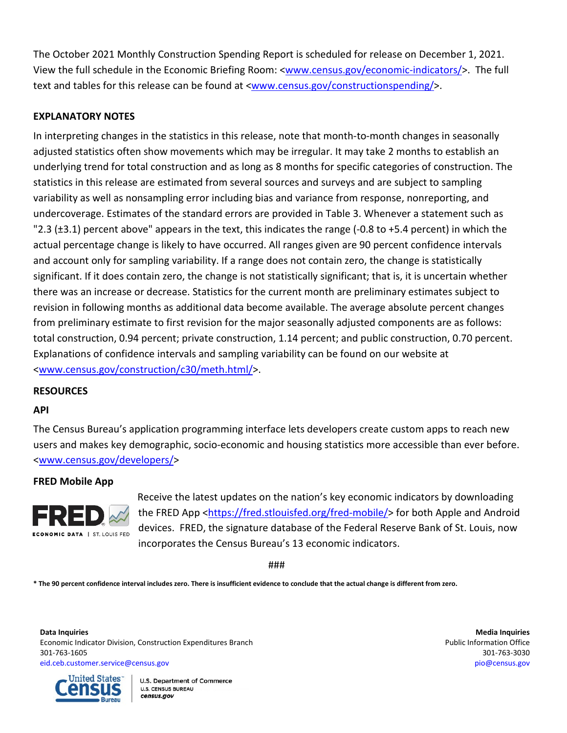The October 2021 Monthly Construction Spending Report is scheduled for release on December 1, 2021. View the full schedule in the Economic Briefing Room: <www.census.gov/economic-indicators/>. The full text and tables for this release can be found at <www.census.gov/constructionspending/>.

**EXPLANATORY NOTES**

In interpreting changes in the statistics in this release, note that month-to-month changes in seasonally adjusted statistics often show movements which may be irregular. It may take 2 months to establish an underlying trend for total construction and as long as 8 months for specific categories of construction. The statistics in this release are estimated from several sources and surveys and are subject to sampling variability as well as nonsampling error including bias and variance from response, nonreporting, and undercoverage. Estimates of the standard errors are provided in Table 3. Whenever a statement such as "2.3 (±3.1) percent above" appears in the text, this indicates the range (-0.8 to +5.4 percent) in which the actual percentage change is likely to have occurred. All ranges given are 90 percent confidence intervals and account only for sampling variability. If a range does not contain zero, the change is statistically significant. If it does contain zero, the change is not statistically significant; that is, it is uncertain whether there was an increase or decrease. Statistics for the current month are preliminary estimates subject to revision in following months as additional data become available. The average absolute percent changes from preliminary estimate to first revision for the major seasonally adjusted components are as follows: total construction, 0.94 percent; private construction, 1.14 percent; and public construction, 0.70 percent. Explanations of confidence intervals and sampling variability can be found on our website at <www.census.gov/construction/c30/meth.html/>.

**RESOURCES**

**API**

The Census Bureau's application programming interface lets developers create custom apps to reach new users and makes key demographic, socio-economic and housing statistics more accessible than ever before. <www.census.gov/developers/>

**FRED Mobile App**

Receive the latest updates on the nation's key economic indicators by downloading the FRED App <https://fred.stlouisfed.org/fred-mobile/> for both Apple and Android devices. FRED, the signature database of the Federal Reserve Bank of St. Louis, now incorporates the Census Bureau's 13 economic indicators.

###

**\* The 90 percent confidence interval includes zero. There is insufficient evidence to conclude that the actual change is different from zero.**

**Data Inquiries**
Economic Indicator Division, Construction Expenditures Branch
301-763-1605
eid.ceb.customer.service@census.gov

**Media Inquiries**
Public Information Office
301-763-3030
pio@census.gov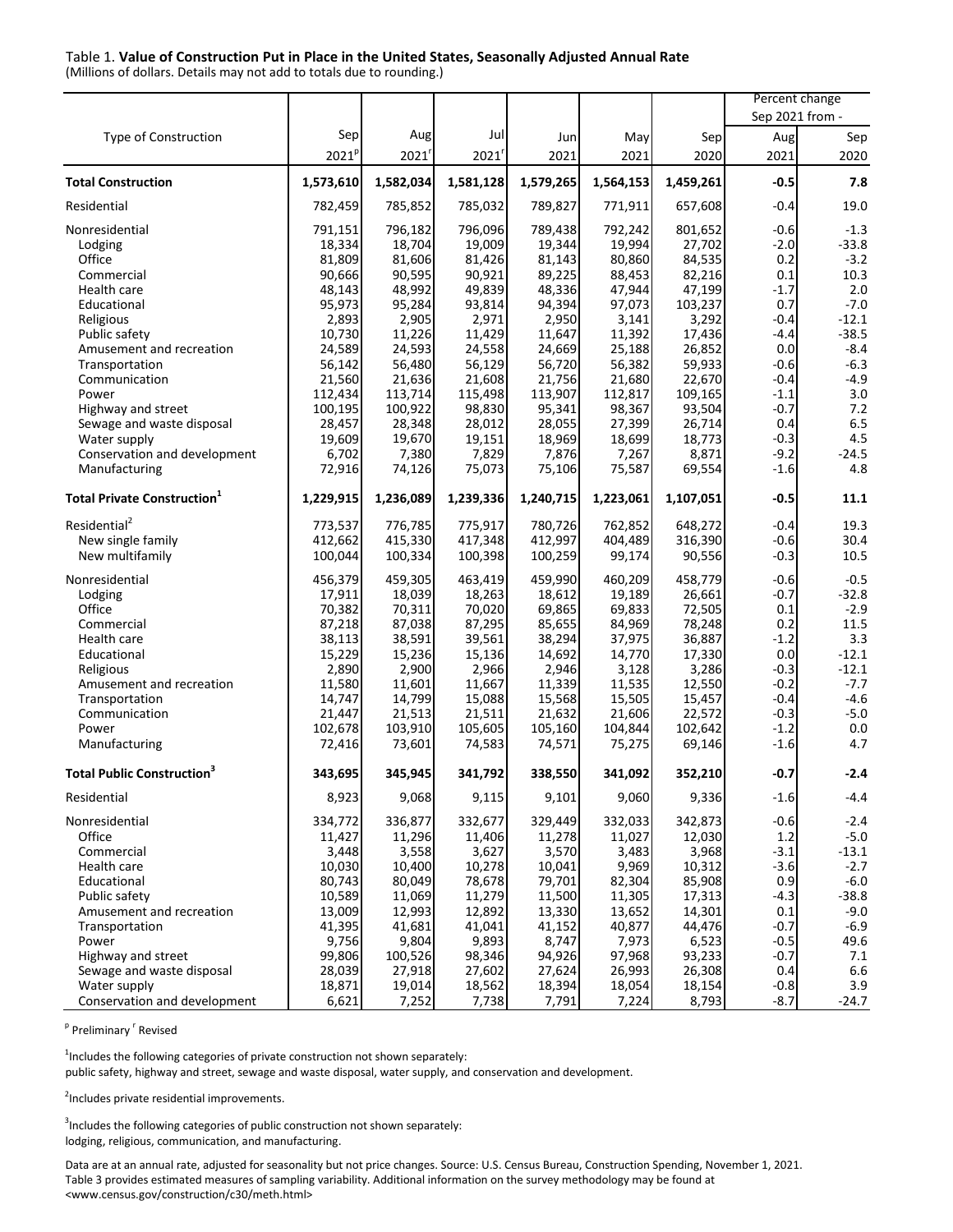Table 1. **Value of Construction Put in Place in the United States, Seasonally Adjusted Annual Rate**
(Millions of dollars. Details may not add to totals due to rounding.)

| Type of Construction | Sep 2021[p] | Aug 2021[r] | Jul 2021[r] | Jun 2021 | May 2021 | Sep 2020 | Percent change Sep 2021 from - Aug 2021 | Sep 2020 |
|---|---|---|---|---|---|---|---|---|
| **Total Construction** | **1,573,610** | **1,582,034** | **1,581,128** | **1,579,265** | **1,564,153** | **1,459,261** | **-0.5** | **7.8** |
| Residential | 782,459 | 785,852 | 785,032 | 789,827 | 771,911 | 657,608 | -0.4 | 19.0 |
| Nonresidential | 791,151 | 796,182 | 796,096 | 789,438 | 792,242 | 801,652 | -0.6 | -1.3 |
| Lodging | 18,334 | 18,704 | 19,009 | 19,344 | 19,994 | 27,702 | -2.0 | -33.8 |
| Office | 81,809 | 81,606 | 81,426 | 81,143 | 80,860 | 84,535 | 0.2 | -3.2 |
| Commercial | 90,666 | 90,595 | 90,921 | 89,225 | 88,453 | 82,216 | 0.1 | 10.3 |
| Health care | 48,143 | 48,992 | 49,839 | 48,336 | 47,944 | 47,199 | -1.7 | 2.0 |
| Educational | 95,973 | 95,284 | 93,814 | 94,394 | 97,073 | 103,237 | 0.7 | -7.0 |
| Religious | 2,893 | 2,905 | 2,971 | 2,950 | 3,141 | 3,292 | -0.4 | -12.1 |
| Public safety | 10,730 | 11,226 | 11,429 | 11,647 | 11,392 | 17,436 | -4.4 | -38.5 |
| Amusement and recreation | 24,589 | 24,593 | 24,558 | 24,669 | 25,188 | 26,852 | 0.0 | -8.4 |
| Transportation | 56,142 | 56,480 | 56,129 | 56,720 | 56,382 | 59,933 | -0.6 | -6.3 |
| Communication | 21,560 | 21,636 | 21,608 | 21,756 | 21,680 | 22,670 | -0.4 | -4.9 |
| Power | 112,434 | 113,714 | 115,498 | 113,907 | 112,817 | 109,165 | -1.1 | 3.0 |
| Highway and street | 100,195 | 100,922 | 98,830 | 95,341 | 98,367 | 93,504 | -0.7 | 7.2 |
| Sewage and waste disposal | 28,457 | 28,348 | 28,012 | 28,055 | 27,399 | 26,714 | 0.4 | 6.5 |
| Water supply | 19,609 | 19,670 | 19,151 | 18,969 | 18,699 | 18,773 | -0.3 | 4.5 |
| Conservation and development | 6,702 | 7,380 | 7,829 | 7,876 | 7,267 | 8,871 | -9.2 | -24.5 |
| Manufacturing | 72,916 | 74,126 | 75,073 | 75,106 | 75,587 | 69,554 | -1.6 | 4.8 |
| **Total Private Construction[1]** | **1,229,915** | **1,236,089** | **1,239,336** | **1,240,715** | **1,223,061** | **1,107,051** | **-0.5** | **11.1** |
| Residential[2] | 773,537 | 776,785 | 775,917 | 780,726 | 762,852 | 648,272 | -0.4 | 19.3 |
| New single family | 412,662 | 415,330 | 417,348 | 412,997 | 404,489 | 316,390 | -0.6 | 30.4 |
| New multifamily | 100,044 | 100,334 | 100,398 | 100,259 | 99,174 | 90,556 | -0.3 | 10.5 |
| Nonresidential | 456,379 | 459,305 | 463,419 | 459,990 | 460,209 | 458,779 | -0.6 | -0.5 |
| Lodging | 17,911 | 18,039 | 18,263 | 18,612 | 19,189 | 26,661 | -0.7 | -32.8 |
| Office | 70,382 | 70,311 | 70,020 | 69,865 | 69,833 | 72,505 | 0.1 | -2.9 |
| Commercial | 87,218 | 87,038 | 87,295 | 85,655 | 84,969 | 78,248 | 0.2 | 11.5 |
| Health care | 38,113 | 38,591 | 39,561 | 38,294 | 37,975 | 36,887 | -1.2 | 3.3 |
| Educational | 15,229 | 15,236 | 15,136 | 14,692 | 14,770 | 17,330 | 0.0 | -12.1 |
| Religious | 2,890 | 2,900 | 2,966 | 2,946 | 3,128 | 3,286 | -0.3 | -12.1 |
| Amusement and recreation | 11,580 | 11,601 | 11,667 | 11,339 | 11,535 | 12,550 | -0.2 | -7.7 |
| Transportation | 14,747 | 14,799 | 15,088 | 15,568 | 15,505 | 15,457 | -0.4 | -4.6 |
| Communication | 21,447 | 21,513 | 21,511 | 21,632 | 21,606 | 22,572 | -0.3 | -5.0 |
| Power | 102,678 | 103,910 | 105,605 | 105,160 | 104,844 | 102,642 | -1.2 | 0.0 |
| Manufacturing | 72,416 | 73,601 | 74,583 | 74,571 | 75,275 | 69,146 | -1.6 | 4.7 |
| **Total Public Construction[3]** | **343,695** | **345,945** | **341,792** | **338,550** | **341,092** | **352,210** | **-0.7** | **-2.4** |
| Residential | 8,923 | 9,068 | 9,115 | 9,101 | 9,060 | 9,336 | -1.6 | -4.4 |
| Nonresidential | 334,772 | 336,877 | 332,677 | 329,449 | 332,033 | 342,873 | -0.6 | -2.4 |
| Office | 11,427 | 11,296 | 11,406 | 11,278 | 11,027 | 12,030 | 1.2 | -5.0 |
| Commercial | 3,448 | 3,558 | 3,627 | 3,570 | 3,483 | 3,968 | -3.1 | -13.1 |
| Health care | 10,030 | 10,400 | 10,278 | 10,041 | 9,969 | 10,312 | -3.6 | -2.7 |
| Educational | 80,743 | 80,049 | 78,678 | 79,701 | 82,304 | 85,908 | 0.9 | -6.0 |
| Public safety | 10,589 | 11,069 | 11,279 | 11,500 | 11,305 | 17,313 | -4.3 | -38.8 |
| Amusement and recreation | 13,009 | 12,993 | 12,892 | 13,330 | 13,652 | 14,301 | 0.1 | -9.0 |
| Transportation | 41,395 | 41,681 | 41,041 | 41,152 | 40,877 | 44,476 | -0.7 | -6.9 |
| Power | 9,756 | 9,804 | 9,893 | 8,747 | 7,973 | 6,523 | -0.5 | 49.6 |
| Highway and street | 99,806 | 100,526 | 98,346 | 94,926 | 97,968 | 93,233 | -0.7 | 7.1 |
| Sewage and waste disposal | 28,039 | 27,918 | 27,602 | 27,624 | 26,993 | 26,308 | 0.4 | 6.6 |
| Water supply | 18,871 | 19,014 | 18,562 | 18,394 | 18,054 | 18,154 | -0.8 | 3.9 |
| Conservation and development | 6,621 | 7,252 | 7,738 | 7,791 | 7,224 | 8,793 | -8.7 | -24.7 |

[p] Preliminary [r] Revised

[1]Includes the following categories of private construction not shown separately:
public safety, highway and street, sewage and waste disposal, water supply, and conservation and development.

[2]Includes private residential improvements.

[3]Includes the following categories of public construction not shown separately:
lodging, religious, communication, and manufacturing.

Data are at an annual rate, adjusted for seasonality but not price changes. Source: U.S. Census Bureau, Construction Spending, November 1, 2021.
Table 3 provides estimated measures of sampling variability. Additional information on the survey methodology may be found at
<www.census.gov/construction/c30/meth.html>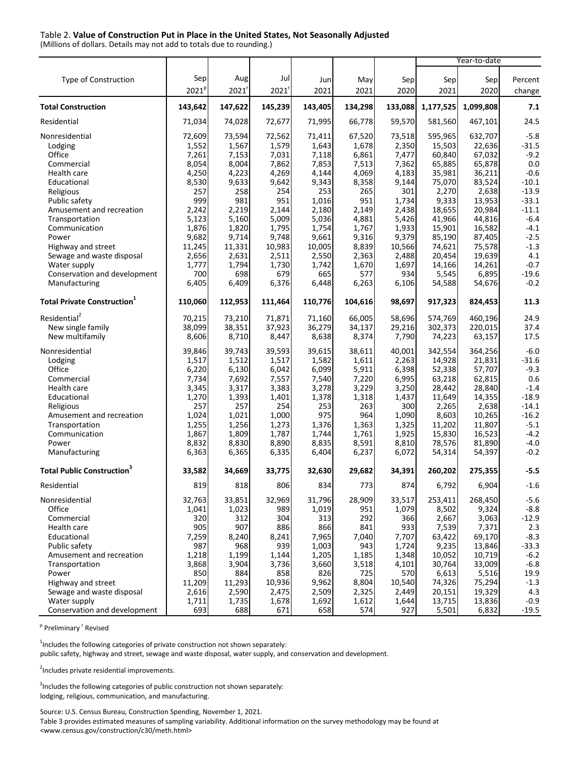Table 2. **Value of Construction Put in Place in the United States, Not Seasonally Adjusted**
(Millions of dollars. Details may not add to totals due to rounding.)

| Type of Construction | Sep 2021[p] | Aug 2021[r] | Jul 2021[r] | Jun 2021 | May 2021 | Sep 2020 | Year-to-date Sep 2021 | Year-to-date Sep 2020 | Year-to-date Percent change |
|---|---|---|---|---|---|---|---|---|---|
| **Total Construction** | **143,642** | **147,622** | **145,239** | **143,405** | **134,298** | **133,088** | **1,177,525** | **1,099,808** | **7.1** |
| Residential | 71,034 | 74,028 | 72,677 | 71,995 | 66,778 | 59,570 | 581,560 | 467,101 | 24.5 |
| Nonresidential | 72,609 | 73,594 | 72,562 | 71,411 | 67,520 | 73,518 | 595,965 | 632,707 | -5.8 |
| Lodging | 1,552 | 1,567 | 1,579 | 1,643 | 1,678 | 2,350 | 15,503 | 22,636 | -31.5 |
| Office | 7,261 | 7,153 | 7,031 | 7,118 | 6,861 | 7,477 | 60,840 | 67,032 | -9.2 |
| Commercial | 8,054 | 8,004 | 7,862 | 7,853 | 7,513 | 7,362 | 65,885 | 65,878 | 0.0 |
| Health care | 4,250 | 4,223 | 4,269 | 4,144 | 4,069 | 4,183 | 35,981 | 36,211 | -0.6 |
| Educational | 8,530 | 9,633 | 9,642 | 9,343 | 8,358 | 9,144 | 75,070 | 83,524 | -10.1 |
| Religious | 257 | 258 | 254 | 253 | 265 | 301 | 2,270 | 2,638 | -13.9 |
| Public safety | 999 | 981 | 951 | 1,016 | 951 | 1,734 | 9,333 | 13,953 | -33.1 |
| Amusement and recreation | 2,242 | 2,219 | 2,144 | 2,180 | 2,149 | 2,438 | 18,655 | 20,984 | -11.1 |
| Transportation | 5,123 | 5,160 | 5,009 | 5,036 | 4,881 | 5,426 | 41,966 | 44,816 | -6.4 |
| Communication | 1,876 | 1,820 | 1,795 | 1,754 | 1,767 | 1,933 | 15,901 | 16,582 | -4.1 |
| Power | 9,682 | 9,714 | 9,748 | 9,661 | 9,316 | 9,379 | 85,190 | 87,405 | -2.5 |
| Highway and street | 11,245 | 11,331 | 10,983 | 10,005 | 8,839 | 10,566 | 74,621 | 75,578 | -1.3 |
| Sewage and waste disposal | 2,656 | 2,631 | 2,511 | 2,550 | 2,363 | 2,488 | 20,454 | 19,639 | 4.1 |
| Water supply | 1,777 | 1,794 | 1,730 | 1,742 | 1,670 | 1,697 | 14,166 | 14,261 | -0.7 |
| Conservation and development | 700 | 698 | 679 | 665 | 577 | 934 | 5,545 | 6,895 | -19.6 |
| Manufacturing | 6,405 | 6,409 | 6,376 | 6,448 | 6,263 | 6,106 | 54,588 | 54,676 | -0.2 |
| **Total Private Construction[1]** | **110,060** | **112,953** | **111,464** | **110,776** | **104,616** | **98,697** | **917,323** | **824,453** | **11.3** |
| Residential[2] | 70,215 | 73,210 | 71,871 | 71,160 | 66,005 | 58,696 | 574,769 | 460,196 | 24.9 |
| New single family | 38,099 | 38,351 | 37,923 | 36,279 | 34,137 | 29,216 | 302,373 | 220,015 | 37.4 |
| New multifamily | 8,606 | 8,710 | 8,447 | 8,638 | 8,374 | 7,790 | 74,223 | 63,157 | 17.5 |
| Nonresidential | 39,846 | 39,743 | 39,593 | 39,615 | 38,611 | 40,001 | 342,554 | 364,256 | -6.0 |
| Lodging | 1,517 | 1,512 | 1,517 | 1,582 | 1,611 | 2,263 | 14,928 | 21,831 | -31.6 |
| Office | 6,220 | 6,130 | 6,042 | 6,099 | 5,911 | 6,398 | 52,338 | 57,707 | -9.3 |
| Commercial | 7,734 | 7,692 | 7,557 | 7,540 | 7,220 | 6,995 | 63,218 | 62,815 | 0.6 |
| Health care | 3,345 | 3,317 | 3,383 | 3,278 | 3,229 | 3,250 | 28,442 | 28,840 | -1.4 |
| Educational | 1,270 | 1,393 | 1,401 | 1,378 | 1,318 | 1,437 | 11,649 | 14,355 | -18.9 |
| Religious | 257 | 257 | 254 | 253 | 263 | 300 | 2,265 | 2,638 | -14.1 |
| Amusement and recreation | 1,024 | 1,021 | 1,000 | 975 | 964 | 1,090 | 8,603 | 10,265 | -16.2 |
| Transportation | 1,255 | 1,256 | 1,273 | 1,376 | 1,363 | 1,325 | 11,202 | 11,807 | -5.1 |
| Communication | 1,867 | 1,809 | 1,787 | 1,744 | 1,761 | 1,925 | 15,830 | 16,523 | -4.2 |
| Power | 8,832 | 8,830 | 8,890 | 8,835 | 8,591 | 8,810 | 78,576 | 81,890 | -4.0 |
| Manufacturing | 6,363 | 6,365 | 6,335 | 6,404 | 6,237 | 6,072 | 54,314 | 54,397 | -0.2 |
| **Total Public Construction[3]** | **33,582** | **34,669** | **33,775** | **32,630** | **29,682** | **34,391** | **260,202** | **275,355** | **-5.5** |
| Residential | 819 | 818 | 806 | 834 | 773 | 874 | 6,792 | 6,904 | -1.6 |
| Nonresidential | 32,763 | 33,851 | 32,969 | 31,796 | 28,909 | 33,517 | 253,411 | 268,450 | -5.6 |
| Office | 1,041 | 1,023 | 989 | 1,019 | 951 | 1,079 | 8,502 | 9,324 | -8.8 |
| Commercial | 320 | 312 | 304 | 313 | 292 | 366 | 2,667 | 3,063 | -12.9 |
| Health care | 905 | 907 | 886 | 866 | 841 | 933 | 7,539 | 7,371 | 2.3 |
| Educational | 7,259 | 8,240 | 8,241 | 7,965 | 7,040 | 7,707 | 63,422 | 69,170 | -8.3 |
| Public safety | 987 | 968 | 939 | 1,003 | 943 | 1,724 | 9,235 | 13,846 | -33.3 |
| Amusement and recreation | 1,218 | 1,199 | 1,144 | 1,205 | 1,185 | 1,348 | 10,052 | 10,719 | -6.2 |
| Transportation | 3,868 | 3,904 | 3,736 | 3,660 | 3,518 | 4,101 | 30,764 | 33,009 | -6.8 |
| Power | 850 | 884 | 858 | 826 | 725 | 570 | 6,613 | 5,516 | 19.9 |
| Highway and street | 11,209 | 11,293 | 10,936 | 9,962 | 8,804 | 10,540 | 74,326 | 75,294 | -1.3 |
| Sewage and waste disposal | 2,616 | 2,590 | 2,475 | 2,509 | 2,325 | 2,449 | 20,151 | 19,329 | 4.3 |
| Water supply | 1,711 | 1,735 | 1,678 | 1,692 | 1,612 | 1,644 | 13,715 | 13,836 | -0.9 |
| Conservation and development | 693 | 688 | 671 | 658 | 574 | 927 | 5,501 | 6,832 | -19.5 |

[p] Preliminary [r] Revised

[1]Includes the following categories of private construction not shown separately:
public safety, highway and street, sewage and waste disposal, water supply, and conservation and development.

[2]Includes private residential improvements.

[3]Includes the following categories of public construction not shown separately:
lodging, religious, communication, and manufacturing.

Source: U.S. Census Bureau, Construction Spending, November 1, 2021.
Table 3 provides estimated measures of sampling variability. Additional information on the survey methodology may be found at
<www.census.gov/construction/c30/meth.html>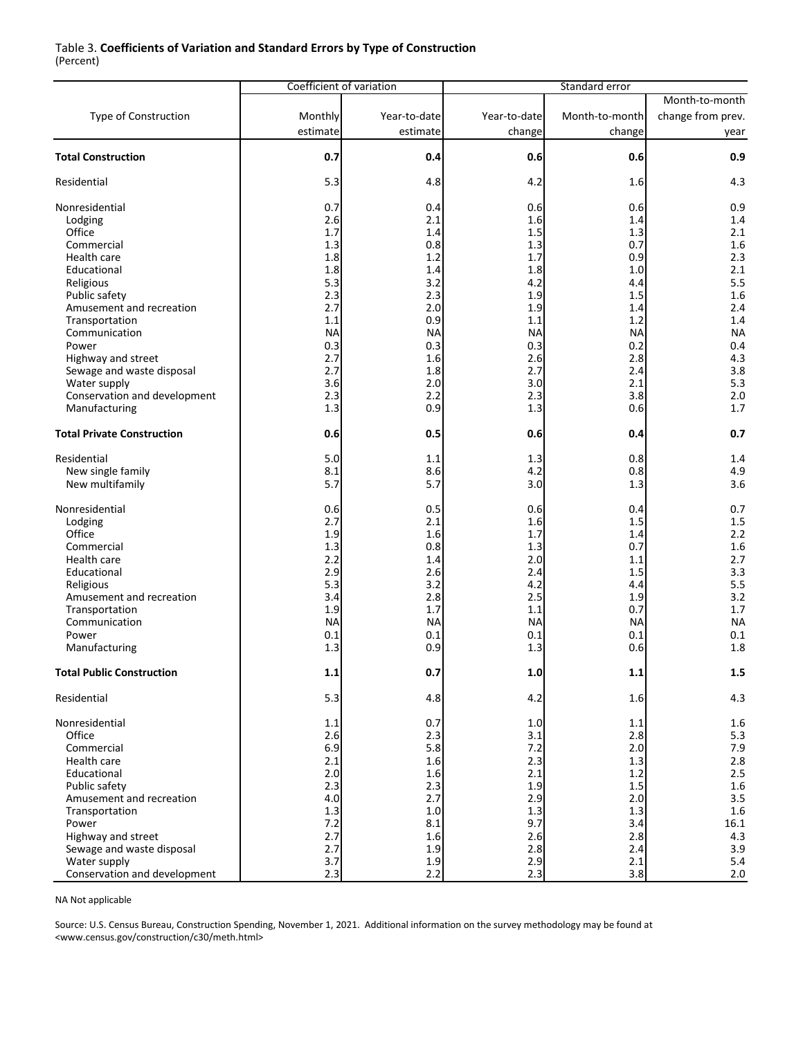Table 3. **Coefficients of Variation and Standard Errors by Type of Construction**
(Percent)

| Type of Construction | Coefficient of variation | | Standard error | | |
|---|---|---|---|---|---|
| | Monthly estimate | Year-to-date estimate | Year-to-date change | Month-to-month change | Month-to-month change from prev. year |
| **Total Construction** | **0.7** | **0.4** | **0.6** | **0.6** | **0.9** |
| Residential | 5.3 | 4.8 | 4.2 | 1.6 | 4.3 |
| Nonresidential | 0.7 | 0.4 | 0.6 | 0.6 | 0.9 |
| Lodging | 2.6 | 2.1 | 1.6 | 1.4 | 1.4 |
| Office | 1.7 | 1.4 | 1.5 | 1.3 | 2.1 |
| Commercial | 1.3 | 0.8 | 1.3 | 0.7 | 1.6 |
| Health care | 1.8 | 1.2 | 1.7 | 0.9 | 2.3 |
| Educational | 1.8 | 1.4 | 1.8 | 1.0 | 2.1 |
| Religious | 5.3 | 3.2 | 4.2 | 4.4 | 5.5 |
| Public safety | 2.3 | 2.3 | 1.9 | 1.5 | 1.6 |
| Amusement and recreation | 2.7 | 2.0 | 1.9 | 1.4 | 2.4 |
| Transportation | 1.1 | 0.9 | 1.1 | 1.2 | 1.4 |
| Communication | NA | NA | NA | NA | NA |
| Power | 0.3 | 0.3 | 0.3 | 0.2 | 0.4 |
| Highway and street | 2.7 | 1.6 | 2.6 | 2.8 | 4.3 |
| Sewage and waste disposal | 2.7 | 1.8 | 2.7 | 2.4 | 3.8 |
| Water supply | 3.6 | 2.0 | 3.0 | 2.1 | 5.3 |
| Conservation and development | 2.3 | 2.2 | 2.3 | 3.8 | 2.0 |
| Manufacturing | 1.3 | 0.9 | 1.3 | 0.6 | 1.7 |
| **Total Private Construction** | **0.6** | **0.5** | **0.6** | **0.4** | **0.7** |
| Residential | 5.0 | 1.1 | 1.3 | 0.8 | 1.4 |
| New single family | 8.1 | 8.6 | 4.2 | 0.8 | 4.9 |
| New multifamily | 5.7 | 5.7 | 3.0 | 1.3 | 3.6 |
| Nonresidential | 0.6 | 0.5 | 0.6 | 0.4 | 0.7 |
| Lodging | 2.7 | 2.1 | 1.6 | 1.5 | 1.5 |
| Office | 1.9 | 1.6 | 1.7 | 1.4 | 2.2 |
| Commercial | 1.3 | 0.8 | 1.3 | 0.7 | 1.6 |
| Health care | 2.2 | 1.4 | 2.0 | 1.1 | 2.7 |
| Educational | 2.9 | 2.6 | 2.4 | 1.5 | 3.3 |
| Religious | 5.3 | 3.2 | 4.2 | 4.4 | 5.5 |
| Amusement and recreation | 3.4 | 2.8 | 2.5 | 1.9 | 3.2 |
| Transportation | 1.9 | 1.7 | 1.1 | 0.7 | 1.7 |
| Communication | NA | NA | NA | NA | NA |
| Power | 0.1 | 0.1 | 0.1 | 0.1 | 0.1 |
| Manufacturing | 1.3 | 0.9 | 1.3 | 0.6 | 1.8 |
| **Total Public Construction** | **1.1** | **0.7** | **1.0** | **1.1** | **1.5** |
| Residential | 5.3 | 4.8 | 4.2 | 1.6 | 4.3 |
| Nonresidential | 1.1 | 0.7 | 1.0 | 1.1 | 1.6 |
| Office | 2.6 | 2.3 | 3.1 | 2.8 | 5.3 |
| Commercial | 6.9 | 5.8 | 7.2 | 2.0 | 7.9 |
| Health care | 2.1 | 1.6 | 2.3 | 1.3 | 2.8 |
| Educational | 2.0 | 1.6 | 2.1 | 1.2 | 2.5 |
| Public safety | 2.3 | 2.3 | 1.9 | 1.5 | 1.6 |
| Amusement and recreation | 4.0 | 2.7 | 2.9 | 2.0 | 3.5 |
| Transportation | 1.3 | 1.0 | 1.3 | 1.3 | 1.6 |
| Power | 7.2 | 8.1 | 9.7 | 3.4 | 16.1 |
| Highway and street | 2.7 | 1.6 | 2.6 | 2.8 | 4.3 |
| Sewage and waste disposal | 2.7 | 1.9 | 2.8 | 2.4 | 3.9 |
| Water supply | 3.7 | 1.9 | 2.9 | 2.1 | 5.4 |
| Conservation and development | 2.3 | 2.2 | 2.3 | 3.8 | 2.0 |

NA Not applicable

Source: U.S. Census Bureau, Construction Spending, November 1, 2021. Additional information on the survey methodology may be found at <www.census.gov/construction/c30/meth.html>